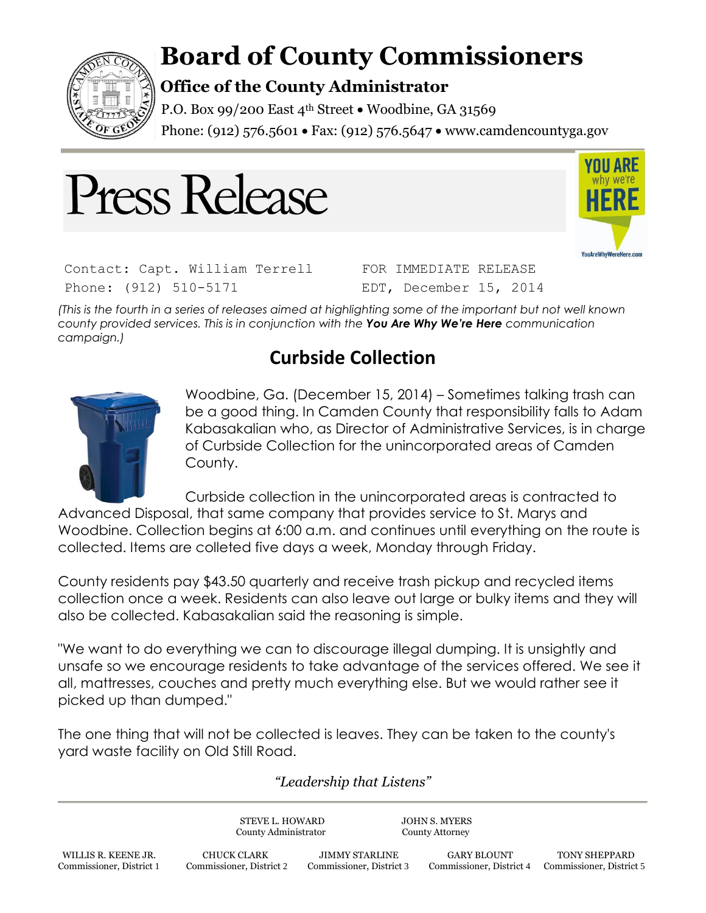# Board of County Commissioners

## Office of the County Administrator

P.O. Box 99/200 East 4th Street • Woodbine, GA 31569
Phone: (912) 576.5601 • Fax: (912) 576.5647 • www.camdencountyga.gov

# Press Release

YOU ARE why we're HERE
YouAreWhyWereHere.com

Contact: Capt. William Terrell
Phone: (912) 510-5171

FOR IMMEDIATE RELEASE
EDT, December 15, 2014

*(This is the fourth in a series of releases aimed at highlighting some of the important but not well known county provided services. This is in conjunction with the **You Are Why We're Here** communication campaign.)*

## Curbside Collection

Woodbine, Ga. (December 15, 2014) – Sometimes talking trash can be a good thing. In Camden County that responsibility falls to Adam Kabasakalian who, as Director of Administrative Services, is in charge of Curbside Collection for the unincorporated areas of Camden County.

Curbside collection in the unincorporated areas is contracted to Advanced Disposal, that same company that provides service to St. Marys and Woodbine. Collection begins at 6:00 a.m. and continues until everything on the route is collected. Items are colleted five days a week, Monday through Friday.

County residents pay $43.50 quarterly and receive trash pickup and recycled items collection once a week. Residents can also leave out large or bulky items and they will also be collected. Kabasakalian said the reasoning is simple.

"We want to do everything we can to discourage illegal dumping. It is unsightly and unsafe so we encourage residents to take advantage of the services offered. We see it all, mattresses, couches and pretty much everything else. But we would rather see it picked up than dumped."

The one thing that will not be collected is leaves. They can be taken to the county's yard waste facility on Old Still Road.

*"Leadership that Listens"*

STEVE L. HOWARD
County Administrator

JOHN S. MYERS
County Attorney

WILLIS R. KEENE JR.
Commissioner, District 1

CHUCK CLARK
Commissioner, District 2

JIMMY STARLINE
Commissioner, District 3

GARY BLOUNT
Commissioner, District 4

TONY SHEPPARD
Commissioner, District 5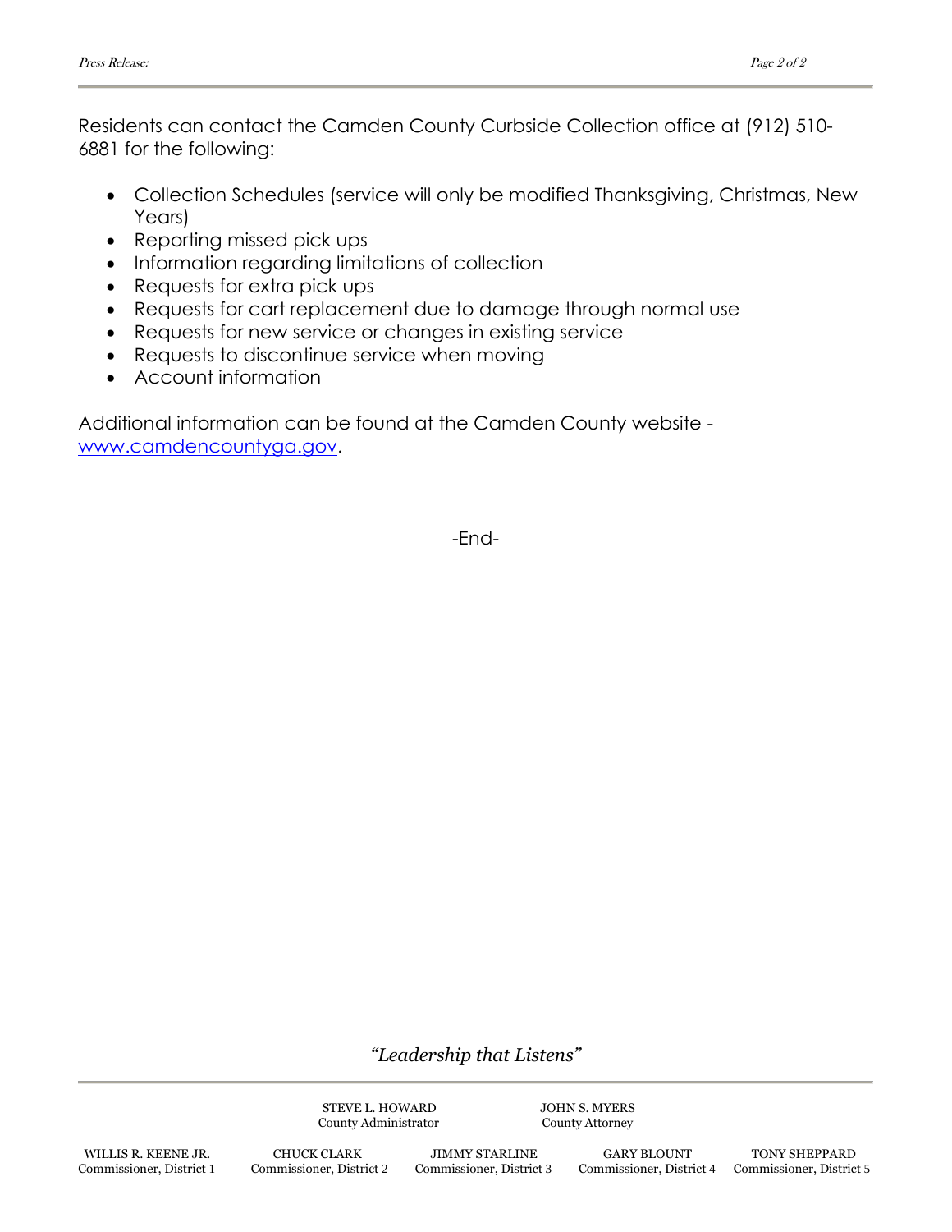Residents can contact the Camden County Curbside Collection office at (912) 510-6881 for the following:

- Collection Schedules (service will only be modified Thanksgiving, Christmas, New Years)
- Reporting missed pick ups
- Information regarding limitations of collection
- Requests for extra pick ups
- Requests for cart replacement due to damage through normal use
- Requests for new service or changes in existing service
- Requests to discontinue service when moving
- Account information

Additional information can be found at the Camden County website - www.camdencountyga.gov.

-End-

*"Leadership that Listens"*

STEVE L. HOWARD
County Administrator

JOHN S. MYERS
County Attorney

WILLIS R. KEENE JR.
Commissioner, District 1

CHUCK CLARK
Commissioner, District 2

JIMMY STARLINE
Commissioner, District 3

GARY BLOUNT
Commissioner, District 4

TONY SHEPPARD
Commissioner, District 5